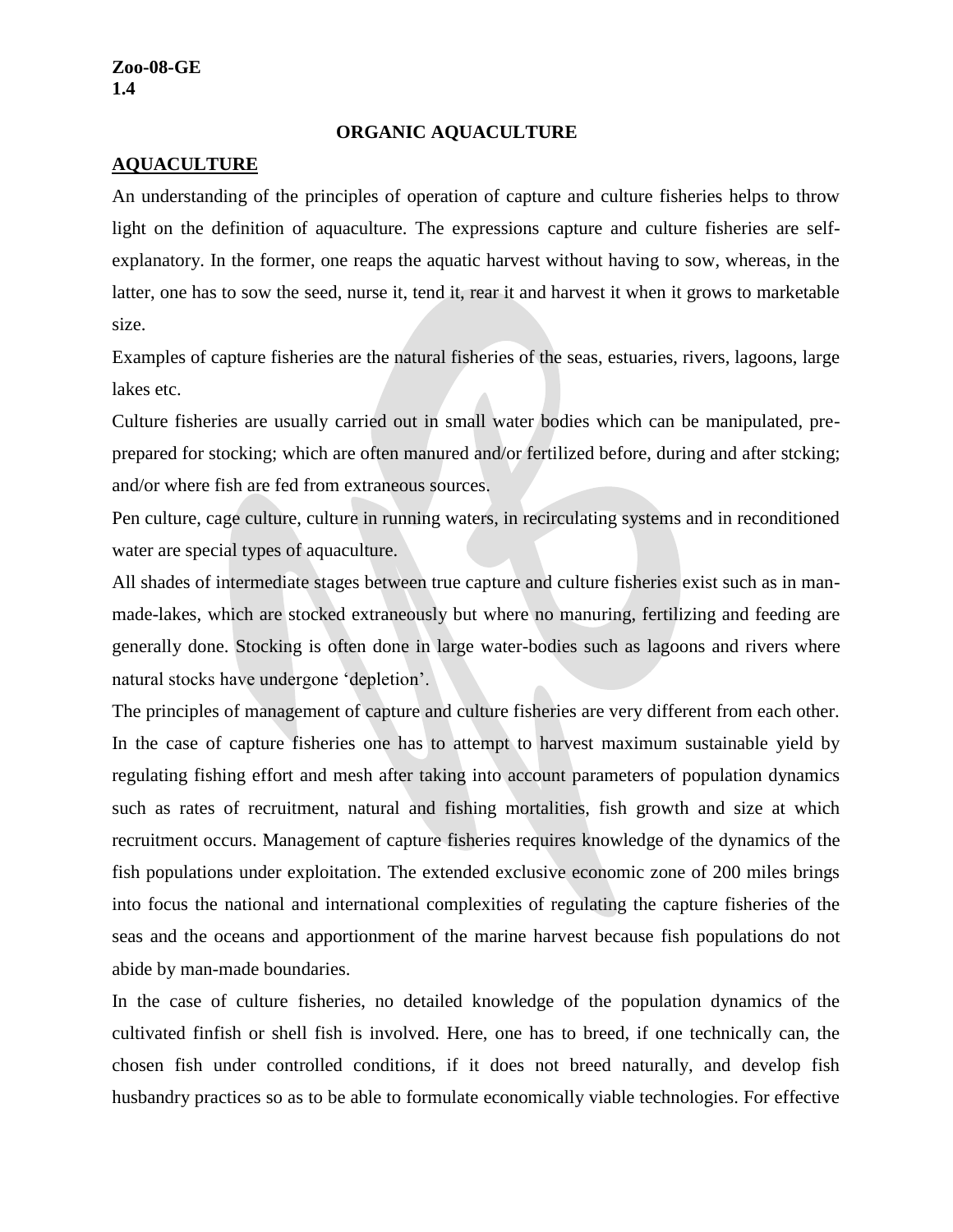**Zoo-08-GE**
**1.4**

# ORGANIC AQUACULTURE

## AQUACULTURE

An understanding of the principles of operation of capture and culture fisheries helps to throw light on the definition of aquaculture. The expressions capture and culture fisheries are self-explanatory. In the former, one reaps the aquatic harvest without having to sow, whereas, in the latter, one has to sow the seed, nurse it, tend it, rear it and harvest it when it grows to marketable size.

Examples of capture fisheries are the natural fisheries of the seas, estuaries, rivers, lagoons, large lakes etc.

Culture fisheries are usually carried out in small water bodies which can be manipulated, pre-prepared for stocking; which are often manured and/or fertilized before, during and after stcking; and/or where fish are fed from extraneous sources.

Pen culture, cage culture, culture in running waters, in recirculating systems and in reconditioned water are special types of aquaculture.

All shades of intermediate stages between true capture and culture fisheries exist such as in man-made-lakes, which are stocked extraneously but where no manuring, fertilizing and feeding are generally done. Stocking is often done in large water-bodies such as lagoons and rivers where natural stocks have undergone 'depletion'.

The principles of management of capture and culture fisheries are very different from each other. In the case of capture fisheries one has to attempt to harvest maximum sustainable yield by regulating fishing effort and mesh after taking into account parameters of population dynamics such as rates of recruitment, natural and fishing mortalities, fish growth and size at which recruitment occurs. Management of capture fisheries requires knowledge of the dynamics of the fish populations under exploitation. The extended exclusive economic zone of 200 miles brings into focus the national and international complexities of regulating the capture fisheries of the seas and the oceans and apportionment of the marine harvest because fish populations do not abide by man-made boundaries.

In the case of culture fisheries, no detailed knowledge of the population dynamics of the cultivated finfish or shell fish is involved. Here, one has to breed, if one technically can, the chosen fish under controlled conditions, if it does not breed naturally, and develop fish husbandry practices so as to be able to formulate economically viable technologies. For effective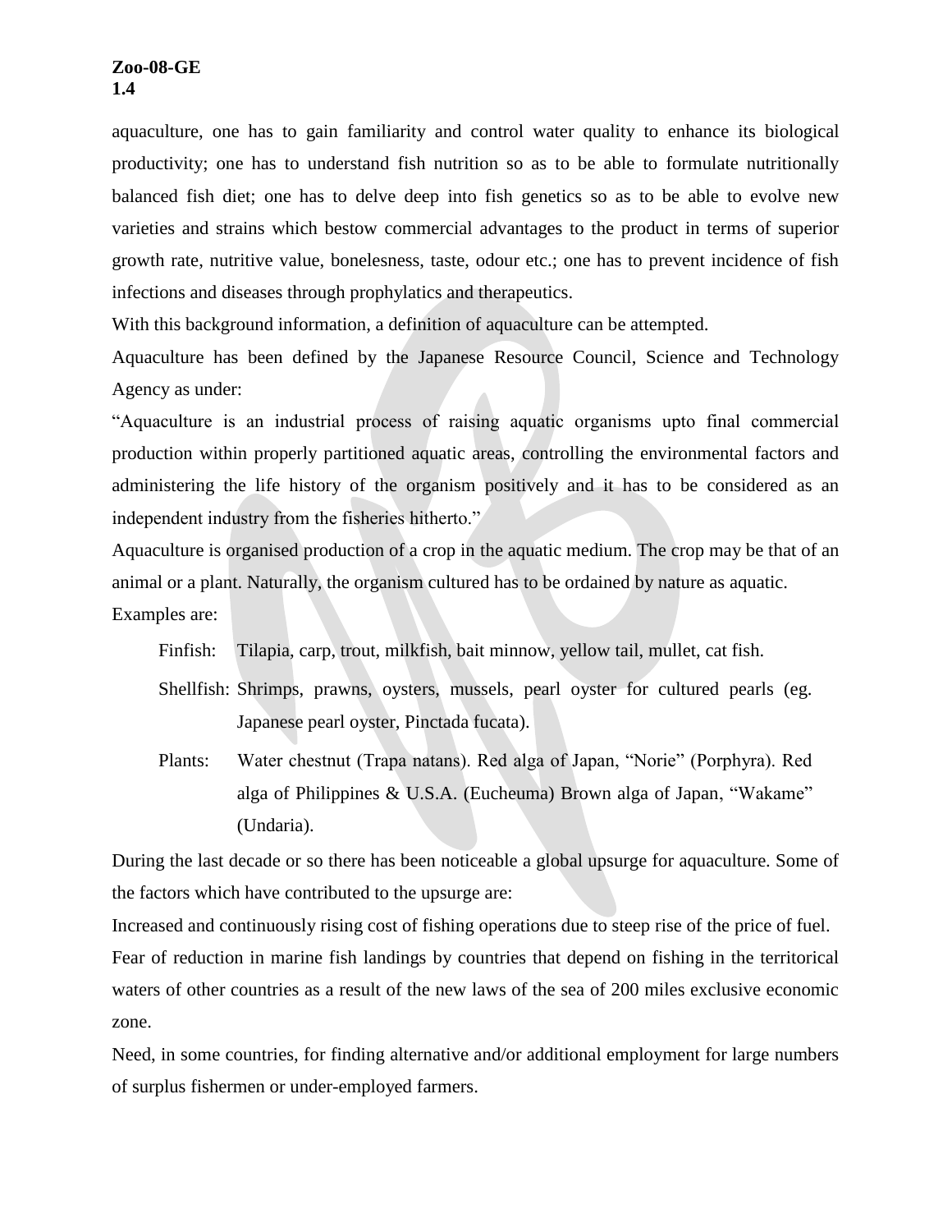aquaculture, one has to gain familiarity and control water quality to enhance its biological productivity; one has to understand fish nutrition so as to be able to formulate nutritionally balanced fish diet; one has to delve deep into fish genetics so as to be able to evolve new varieties and strains which bestow commercial advantages to the product in terms of superior growth rate, nutritive value, bonelesness, taste, odour etc.; one has to prevent incidence of fish infections and diseases through prophylatics and therapeutics.

With this background information, a definition of aquaculture can be attempted.

Aquaculture has been defined by the Japanese Resource Council, Science and Technology Agency as under:

"Aquaculture is an industrial process of raising aquatic organisms upto final commercial production within properly partitioned aquatic areas, controlling the environmental factors and administering the life history of the organism positively and it has to be considered as an independent industry from the fisheries hitherto."

Aquaculture is organised production of a crop in the aquatic medium. The crop may be that of an animal or a plant. Naturally, the organism cultured has to be ordained by nature as aquatic.

Examples are:

- Finfish: Tilapia, carp, trout, milkfish, bait minnow, yellow tail, mullet, cat fish.
- Shellfish: Shrimps, prawns, oysters, mussels, pearl oyster for cultured pearls (eg. Japanese pearl oyster, Pinctada fucata).
- Plants: Water chestnut (Trapa natans). Red alga of Japan, "Norie" (Porphyra). Red alga of Philippines & U.S.A. (Eucheuma) Brown alga of Japan, "Wakame" (Undaria).

During the last decade or so there has been noticeable a global upsurge for aquaculture. Some of the factors which have contributed to the upsurge are:

Increased and continuously rising cost of fishing operations due to steep rise of the price of fuel.

Fear of reduction in marine fish landings by countries that depend on fishing in the territorical waters of other countries as a result of the new laws of the sea of 200 miles exclusive economic zone.

Need, in some countries, for finding alternative and/or additional employment for large numbers of surplus fishermen or under-employed farmers.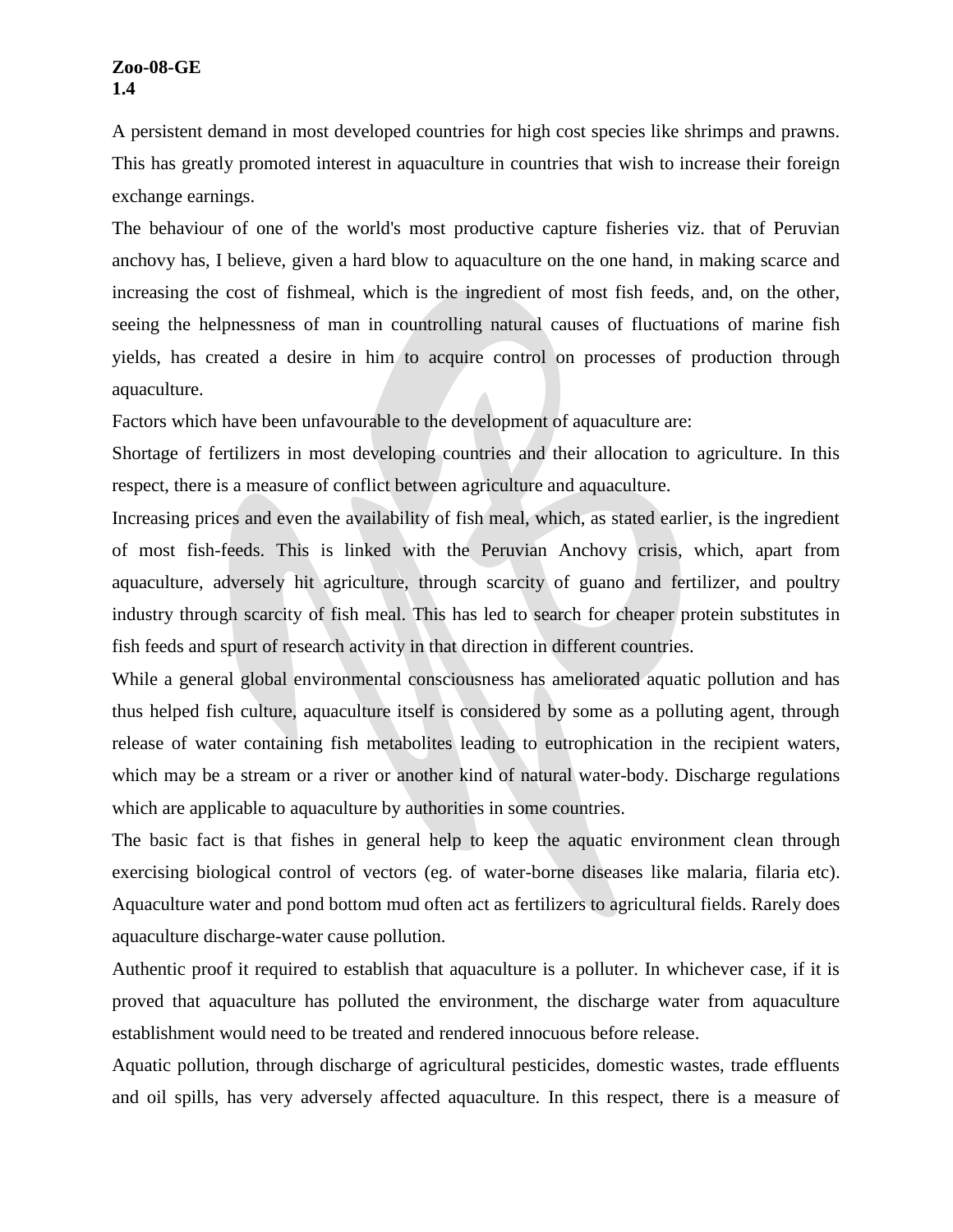A persistent demand in most developed countries for high cost species like shrimps and prawns. This has greatly promoted interest in aquaculture in countries that wish to increase their foreign exchange earnings.

The behaviour of one of the world's most productive capture fisheries viz. that of Peruvian anchovy has, I believe, given a hard blow to aquaculture on the one hand, in making scarce and increasing the cost of fishmeal, which is the ingredient of most fish feeds, and, on the other, seeing the helpnessness of man in countrolling natural causes of fluctuations of marine fish yields, has created a desire in him to acquire control on processes of production through aquaculture.

Factors which have been unfavourable to the development of aquaculture are:

Shortage of fertilizers in most developing countries and their allocation to agriculture. In this respect, there is a measure of conflict between agriculture and aquaculture.

Increasing prices and even the availability of fish meal, which, as stated earlier, is the ingredient of most fish-feeds. This is linked with the Peruvian Anchovy crisis, which, apart from aquaculture, adversely hit agriculture, through scarcity of guano and fertilizer, and poultry industry through scarcity of fish meal. This has led to search for cheaper protein substitutes in fish feeds and spurt of research activity in that direction in different countries.

While a general global environmental consciousness has ameliorated aquatic pollution and has thus helped fish culture, aquaculture itself is considered by some as a polluting agent, through release of water containing fish metabolites leading to eutrophication in the recipient waters, which may be a stream or a river or another kind of natural water-body. Discharge regulations which are applicable to aquaculture by authorities in some countries.

The basic fact is that fishes in general help to keep the aquatic environment clean through exercising biological control of vectors (eg. of water-borne diseases like malaria, filaria etc). Aquaculture water and pond bottom mud often act as fertilizers to agricultural fields. Rarely does aquaculture discharge-water cause pollution.

Authentic proof it required to establish that aquaculture is a polluter. In whichever case, if it is proved that aquaculture has polluted the environment, the discharge water from aquaculture establishment would need to be treated and rendered innocuous before release.

Aquatic pollution, through discharge of agricultural pesticides, domestic wastes, trade effluents and oil spills, has very adversely affected aquaculture. In this respect, there is a measure of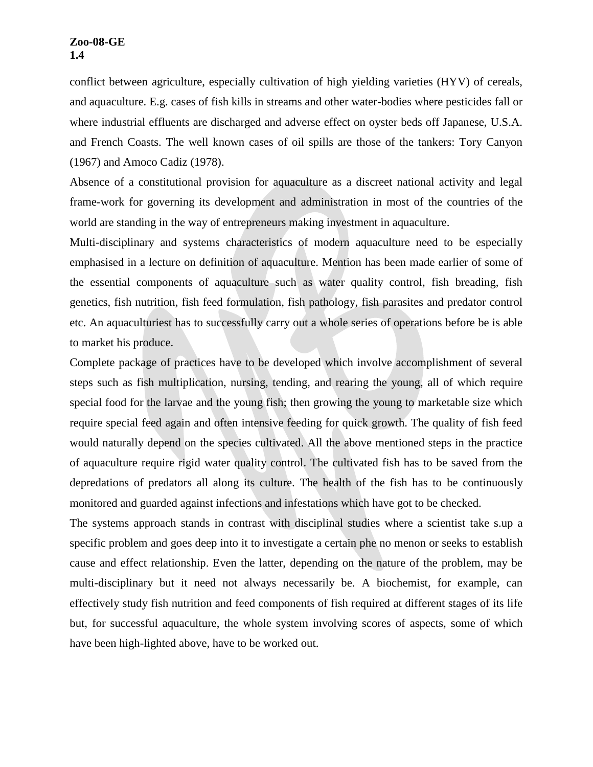conflict between agriculture, especially cultivation of high yielding varieties (HYV) of cereals, and aquaculture. E.g. cases of fish kills in streams and other water-bodies where pesticides fall or where industrial effluents are discharged and adverse effect on oyster beds off Japanese, U.S.A. and French Coasts. The well known cases of oil spills are those of the tankers: Tory Canyon (1967) and Amoco Cadiz (1978).

Absence of a constitutional provision for aquaculture as a discreet national activity and legal frame-work for governing its development and administration in most of the countries of the world are standing in the way of entrepreneurs making investment in aquaculture.

Multi-disciplinary and systems characteristics of modern aquaculture need to be especially emphasised in a lecture on definition of aquaculture. Mention has been made earlier of some of the essential components of aquaculture such as water quality control, fish breading, fish genetics, fish nutrition, fish feed formulation, fish pathology, fish parasites and predator control etc. An aquaculturiest has to successfully carry out a whole series of operations before be is able to market his produce.

Complete package of practices have to be developed which involve accomplishment of several steps such as fish multiplication, nursing, tending, and rearing the young, all of which require special food for the larvae and the young fish; then growing the young to marketable size which require special feed again and often intensive feeding for quick growth. The quality of fish feed would naturally depend on the species cultivated. All the above mentioned steps in the practice of aquaculture require rigid water quality control. The cultivated fish has to be saved from the depredations of predators all along its culture. The health of the fish has to be continuously monitored and guarded against infections and infestations which have got to be checked.

The systems approach stands in contrast with disciplinal studies where a scientist take s.up a specific problem and goes deep into it to investigate a certain phe no menon or seeks to establish cause and effect relationship. Even the latter, depending on the nature of the problem, may be multi-disciplinary but it need not always necessarily be. A biochemist, for example, can effectively study fish nutrition and feed components of fish required at different stages of its life but, for successful aquaculture, the whole system involving scores of aspects, some of which have been high-lighted above, have to be worked out.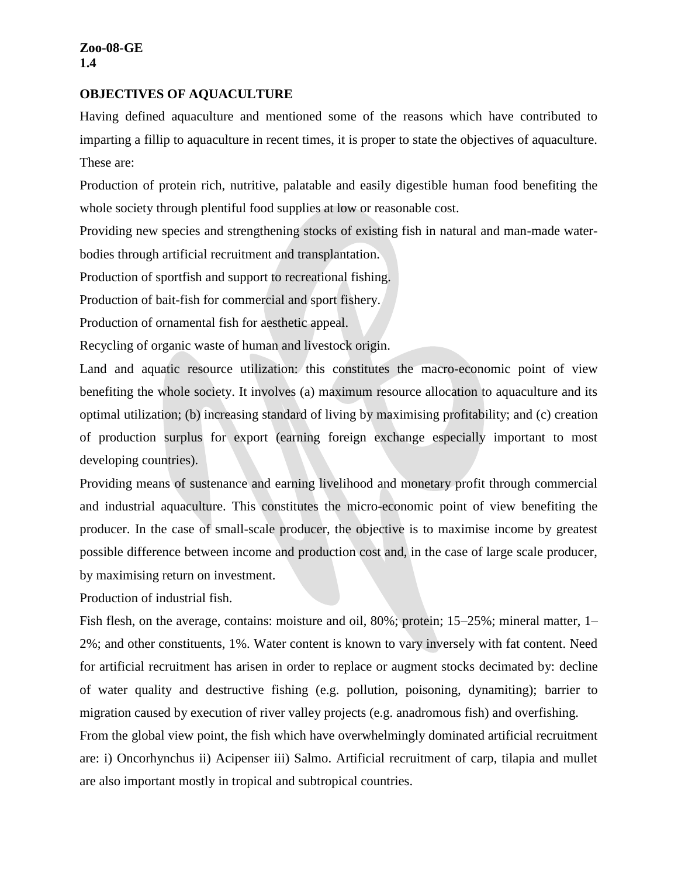**Zoo-08-GE**
**1.4**

**OBJECTIVES OF AQUACULTURE**

Having defined aquaculture and mentioned some of the reasons which have contributed to imparting a fillip to aquaculture in recent times, it is proper to state the objectives of aquaculture. These are:

Production of protein rich, nutritive, palatable and easily digestible human food benefiting the whole society through plentiful food supplies at low or reasonable cost.

Providing new species and strengthening stocks of existing fish in natural and man-made water-bodies through artificial recruitment and transplantation.

Production of sportfish and support to recreational fishing.

Production of bait-fish for commercial and sport fishery.

Production of ornamental fish for aesthetic appeal.

Recycling of organic waste of human and livestock origin.

Land and aquatic resource utilization: this constitutes the macro-economic point of view benefiting the whole society. It involves (a) maximum resource allocation to aquaculture and its optimal utilization; (b) increasing standard of living by maximising profitability; and (c) creation of production surplus for export (earning foreign exchange especially important to most developing countries).

Providing means of sustenance and earning livelihood and monetary profit through commercial and industrial aquaculture. This constitutes the micro-economic point of view benefiting the producer. In the case of small-scale producer, the objective is to maximise income by greatest possible difference between income and production cost and, in the case of large scale producer, by maximising return on investment.

Production of industrial fish.

Fish flesh, on the average, contains: moisture and oil, 80%; protein; 15–25%; mineral matter, 1–2%; and other constituents, 1%. Water content is known to vary inversely with fat content. Need for artificial recruitment has arisen in order to replace or augment stocks decimated by: decline of water quality and destructive fishing (e.g. pollution, poisoning, dynamiting); barrier to migration caused by execution of river valley projects (e.g. anadromous fish) and overfishing.

From the global view point, the fish which have overwhelmingly dominated artificial recruitment are: i) Oncorhynchus ii) Acipenser iii) Salmo. Artificial recruitment of carp, tilapia and mullet are also important mostly in tropical and subtropical countries.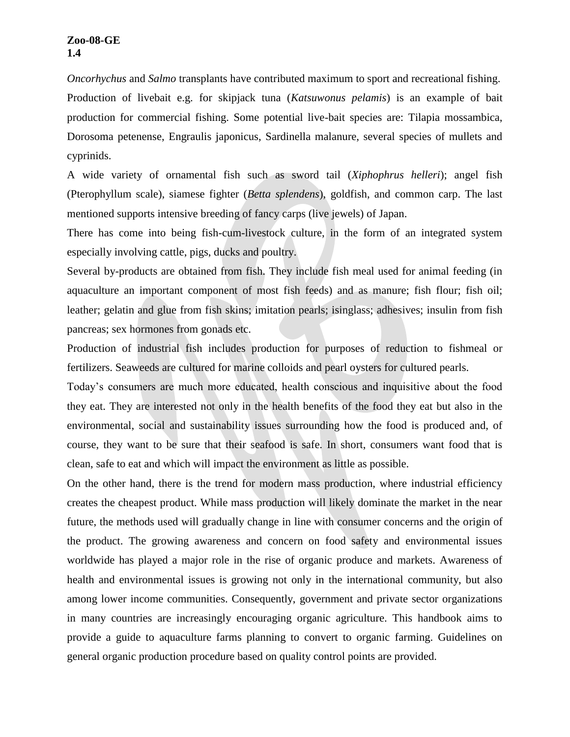*Oncorhychus* and *Salmo* transplants have contributed maximum to sport and recreational fishing. Production of livebait e.g. for skipjack tuna (*Katsuwonus pelamis*) is an example of bait production for commercial fishing. Some potential live-bait species are: Tilapia mossambica, Dorosoma petenense, Engraulis japonicus, Sardinella malanure, several species of mullets and cyprinids.

A wide variety of ornamental fish such as sword tail (*Xiphophrus helleri*); angel fish (Pterophyllum scale), siamese fighter (*Betta splendens*), goldfish, and common carp. The last mentioned supports intensive breeding of fancy carps (live jewels) of Japan.

There has come into being fish-cum-livestock culture, in the form of an integrated system especially involving cattle, pigs, ducks and poultry.

Several by-products are obtained from fish. They include fish meal used for animal feeding (in aquaculture an important component of most fish feeds) and as manure; fish flour; fish oil; leather; gelatin and glue from fish skins; imitation pearls; isinglass; adhesives; insulin from fish pancreas; sex hormones from gonads etc.

Production of industrial fish includes production for purposes of reduction to fishmeal or fertilizers. Seaweeds are cultured for marine colloids and pearl oysters for cultured pearls.

Today's consumers are much more educated, health conscious and inquisitive about the food they eat. They are interested not only in the health benefits of the food they eat but also in the environmental, social and sustainability issues surrounding how the food is produced and, of course, they want to be sure that their seafood is safe. In short, consumers want food that is clean, safe to eat and which will impact the environment as little as possible.

On the other hand, there is the trend for modern mass production, where industrial efficiency creates the cheapest product. While mass production will likely dominate the market in the near future, the methods used will gradually change in line with consumer concerns and the origin of the product. The growing awareness and concern on food safety and environmental issues worldwide has played a major role in the rise of organic produce and markets. Awareness of health and environmental issues is growing not only in the international community, but also among lower income communities. Consequently, government and private sector organizations in many countries are increasingly encouraging organic agriculture. This handbook aims to provide a guide to aquaculture farms planning to convert to organic farming. Guidelines on general organic production procedure based on quality control points are provided.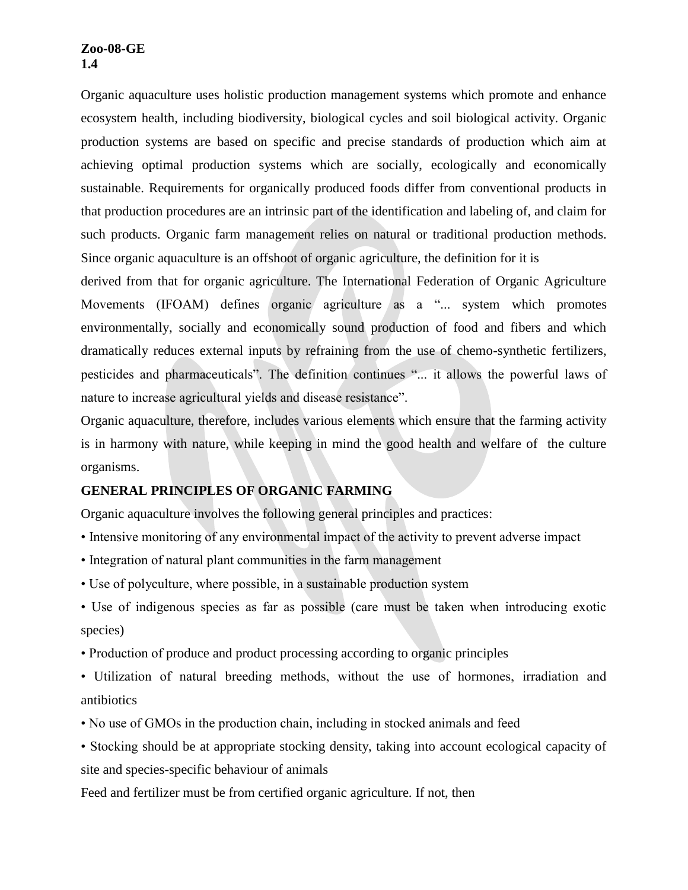Organic aquaculture uses holistic production management systems which promote and enhance ecosystem health, including biodiversity, biological cycles and soil biological activity. Organic production systems are based on specific and precise standards of production which aim at achieving optimal production systems which are socially, ecologically and economically sustainable. Requirements for organically produced foods differ from conventional products in that production procedures are an intrinsic part of the identification and labeling of, and claim for such products. Organic farm management relies on natural or traditional production methods. Since organic aquaculture is an offshoot of organic agriculture, the definition for it is derived from that for organic agriculture. The International Federation of Organic Agriculture Movements (IFOAM) defines organic agriculture as a "... system which promotes environmentally, socially and economically sound production of food and fibers and which dramatically reduces external inputs by refraining from the use of chemo-synthetic fertilizers, pesticides and pharmaceuticals". The definition continues "... it allows the powerful laws of nature to increase agricultural yields and disease resistance".

Organic aquaculture, therefore, includes various elements which ensure that the farming activity is in harmony with nature, while keeping in mind the good health and welfare of the culture organisms.

**GENERAL PRINCIPLES OF ORGANIC FARMING**

Organic aquaculture involves the following general principles and practices:

- Intensive monitoring of any environmental impact of the activity to prevent adverse impact
- Integration of natural plant communities in the farm management
- Use of polyculture, where possible, in a sustainable production system
- Use of indigenous species as far as possible (care must be taken when introducing exotic species)
- Production of produce and product processing according to organic principles
- Utilization of natural breeding methods, without the use of hormones, irradiation and antibiotics
- No use of GMOs in the production chain, including in stocked animals and feed
- Stocking should be at appropriate stocking density, taking into account ecological capacity of site and species-specific behaviour of animals

Feed and fertilizer must be from certified organic agriculture. If not, then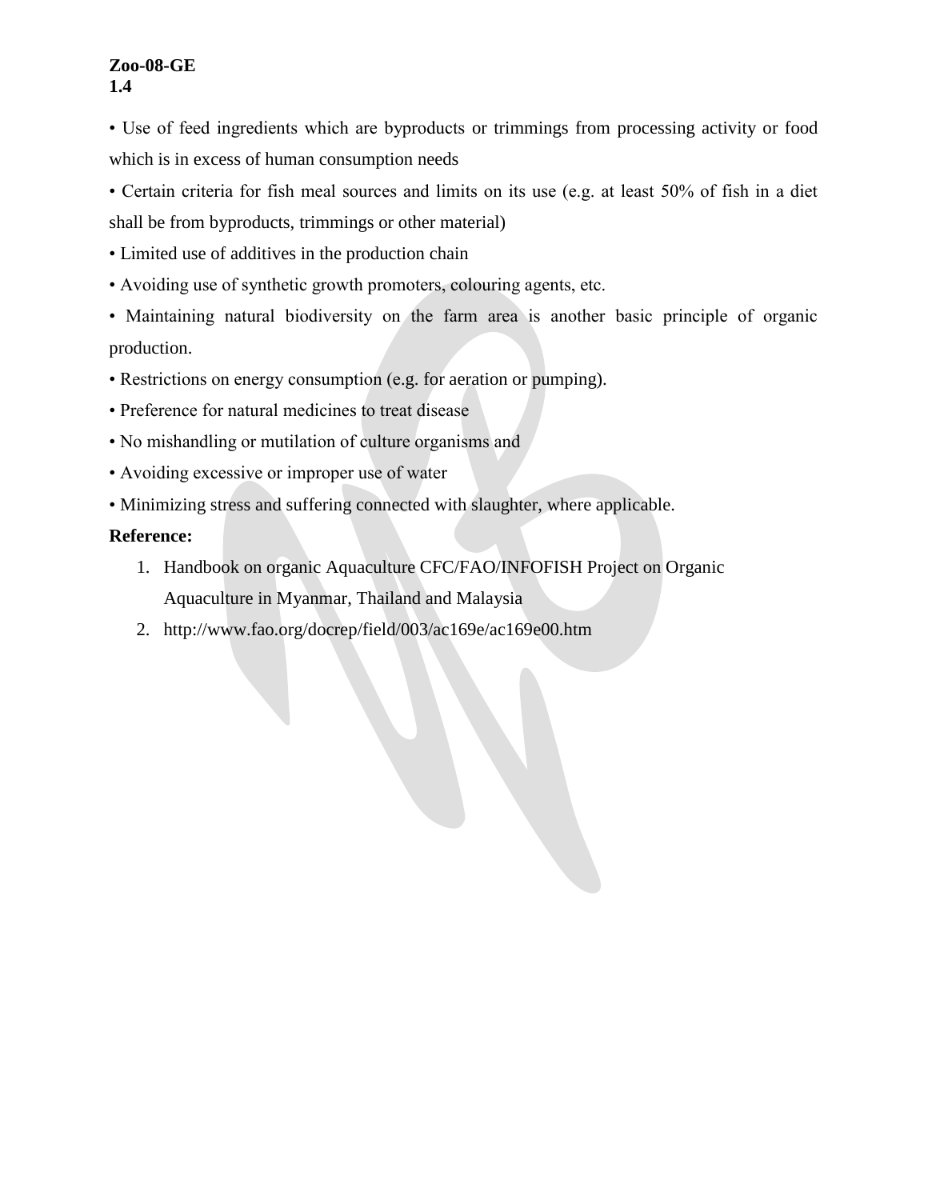• Use of feed ingredients which are byproducts or trimmings from processing activity or food which is in excess of human consumption needs

• Certain criteria for fish meal sources and limits on its use (e.g. at least 50% of fish in a diet shall be from byproducts, trimmings or other material)

• Limited use of additives in the production chain

• Avoiding use of synthetic growth promoters, colouring agents, etc.

• Maintaining natural biodiversity on the farm area is another basic principle of organic production.

• Restrictions on energy consumption (e.g. for aeration or pumping).

• Preference for natural medicines to treat disease

• No mishandling or mutilation of culture organisms and

• Avoiding excessive or improper use of water

• Minimizing stress and suffering connected with slaughter, where applicable.

**Reference:**

1. Handbook on organic Aquaculture CFC/FAO/INFOFISH Project on Organic Aquaculture in Myanmar, Thailand and Malaysia
2. http://www.fao.org/docrep/field/003/ac169e/ac169e00.htm